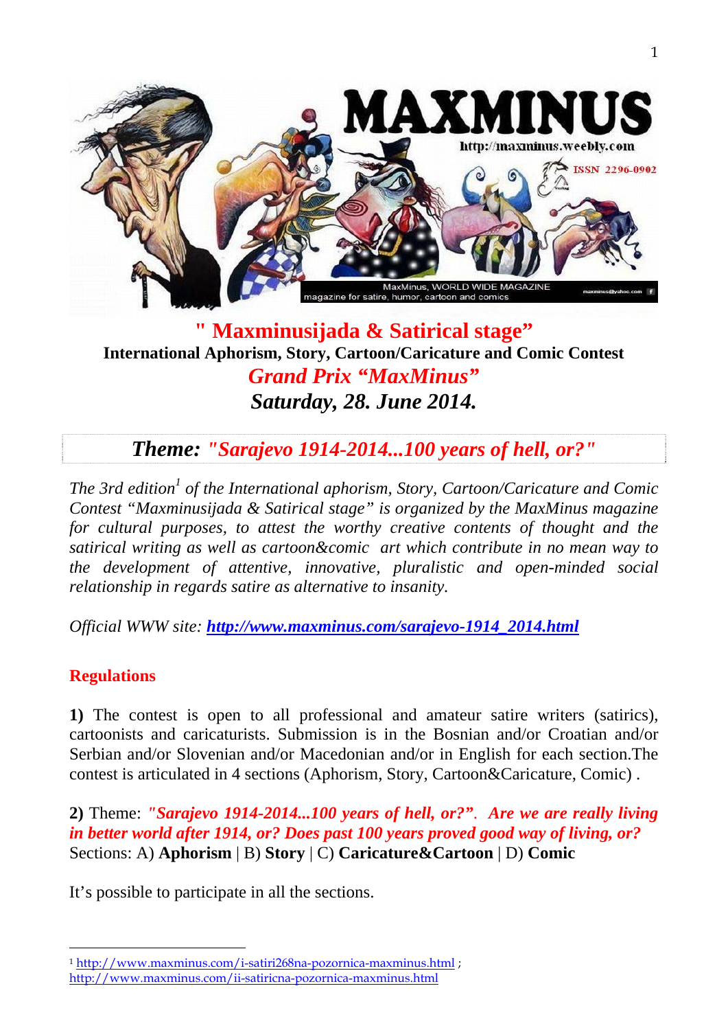# " Maxminusijada & Satirical stage"

**International Aphorism, Story, Cartoon/Caricature and Comic Contest**

***Grand Prix "MaxMinus"***

***Saturday, 28. June 2014.***

## *Theme: "Sarajevo 1914-2014...100 years of hell, or?"*

*The 3rd edition[1] of the International aphorism, Story, Cartoon/Caricature and Comic Contest "Maxminusijada & Satirical stage" is organized by the MaxMinus magazine for cultural purposes, to attest the worthy creative contents of thought and the satirical writing as well as cartoon&comic art which contribute in no mean way to the development of attentive, innovative, pluralistic and open-minded social relationship in regards satire as alternative to insanity.*

*Official WWW site:* ***http://www.maxminus.com/sarajevo-1914_2014.html***

### Regulations

**1)** The contest is open to all professional and amateur satire writers (satirics), cartoonists and caricaturists. Submission is in the Bosnian and/or Croatian and/or Serbian and/or Slovenian and/or Macedonian and/or in English for each section.The contest is articulated in 4 sections (Aphorism, Story, Cartoon&Caricature, Comic) .

**2)** Theme: ***"Sarajevo 1914-2014...100 years of hell, or?". Are we are really living in better world after 1914, or? Does past 100 years proved good way of living, or?***
Sections: A) **Aphorism** | B) **Story** | C) **Caricature&Cartoon** | D) **Comic**

It's possible to participate in all the sections.

---

[1] http://www.maxminus.com/i-satiri268na-pozornica-maxminus.html ; http://www.maxminus.com/ii-satiricna-pozornica-maxminus.html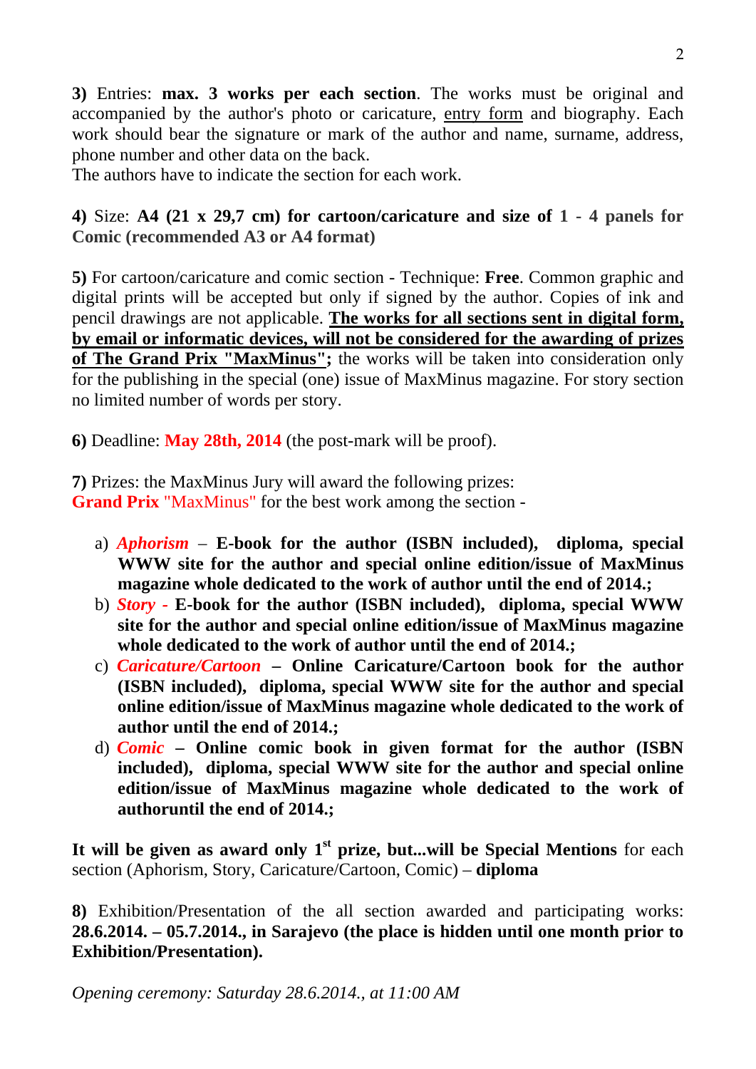**3)** Entries: **max. 3 works per each section**. The works must be original and accompanied by the author's photo or caricature, entry form and biography. Each work should bear the signature or mark of the author and name, surname, address, phone number and other data on the back.
The authors have to indicate the section for each work.

**4)** Size: **A4 (21 x 29,7 cm) for cartoon/caricature and size of 1 - 4 panels for Comic (recommended A3 or A4 format)**

**5)** For cartoon/caricature and comic section - Technique: **Free**. Common graphic and digital prints will be accepted but only if signed by the author. Copies of ink and pencil drawings are not applicable. **The works for all sections sent in digital form, by email or informatic devices, will not be considered for the awarding of prizes of The Grand Prix "MaxMinus";** the works will be taken into consideration only for the publishing in the special (one) issue of MaxMinus magazine. For story section no limited number of words per story.

**6)** Deadline: **May 28th, 2014** (the post-mark will be proof).

**7)** Prizes: the MaxMinus Jury will award the following prizes:
**Grand Prix** "MaxMinus" for the best work among the section -

a) ***Aphorism*** – **E-book for the author (ISBN included), diploma, special WWW site for the author and special online edition/issue of MaxMinus magazine whole dedicated to the work of author until the end of 2014.;**
b) ***Story*** - **E-book for the author (ISBN included), diploma, special WWW site for the author and special online edition/issue of MaxMinus magazine whole dedicated to the work of author until the end of 2014.;**
c) ***Caricature/Cartoon*** – **Online Caricature/Cartoon book for the author (ISBN included), diploma, special WWW site for the author and special online edition/issue of MaxMinus magazine whole dedicated to the work of author until the end of 2014.;**
d) ***Comic*** – **Online comic book in given format for the author (ISBN included), diploma, special WWW site for the author and special online edition/issue of MaxMinus magazine whole dedicated to the work of authoruntil the end of 2014.;**

**It will be given as award only 1st prize, but...will be Special Mentions** for each section (Aphorism, Story, Caricature/Cartoon, Comic) – **diploma**

**8)** Exhibition/Presentation of the all section awarded and participating works: **28.6.2014. – 05.7.2014., in Sarajevo (the place is hidden until one month prior to Exhibition/Presentation).**

*Opening ceremony: Saturday 28.6.2014., at 11:00 AM*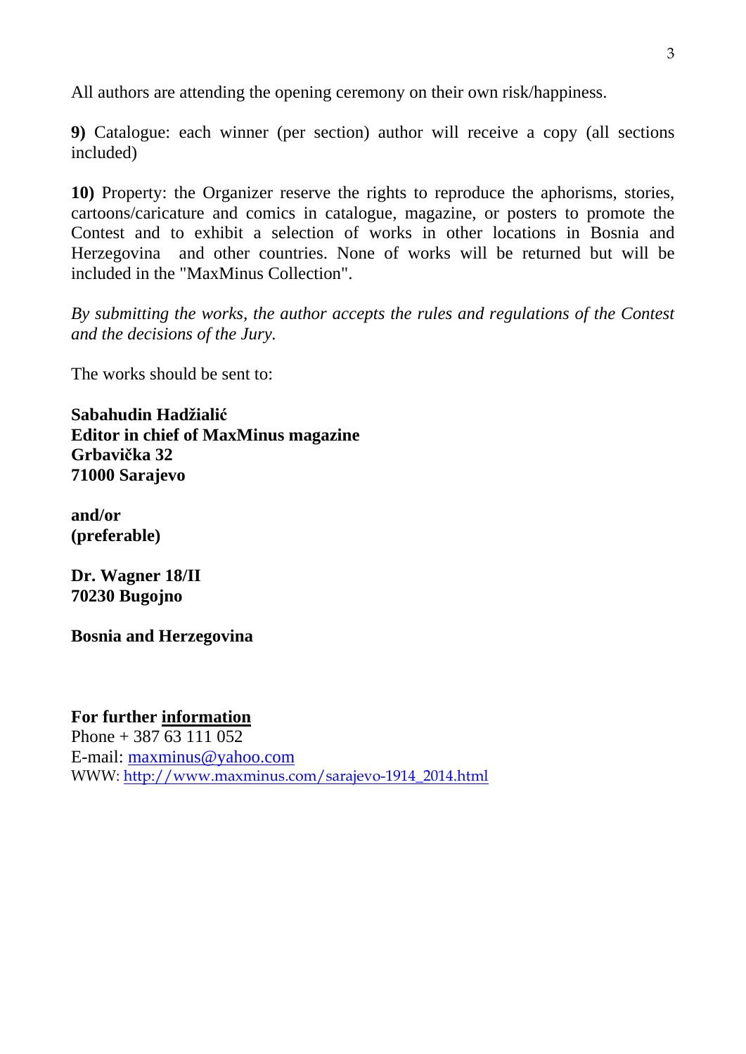All authors are attending the opening ceremony on their own risk/happiness.

**9)** Catalogue: each winner (per section) author will receive a copy (all sections included)

**10)** Property: the Organizer reserve the rights to reproduce the aphorisms, stories, cartoons/caricature and comics in catalogue, magazine, or posters to promote the Contest and to exhibit a selection of works in other locations in Bosnia and Herzegovina and other countries. None of works will be returned but will be included in the "MaxMinus Collection".

*By submitting the works, the author accepts the rules and regulations of the Contest and the decisions of the Jury.*

The works should be sent to:

**Sabahudin Hadžialić**
**Editor in chief of MaxMinus magazine**
**Grbavička 32**
**71000 Sarajevo**

**and/or**
**(preferable)**

**Dr. Wagner 18/II**
**70230 Bugojno**

**Bosnia and Herzegovina**

**For further information**
Phone + 387 63 111 052
E-mail: maxminus@yahoo.com
WWW: http://www.maxminus.com/sarajevo-1914_2014.html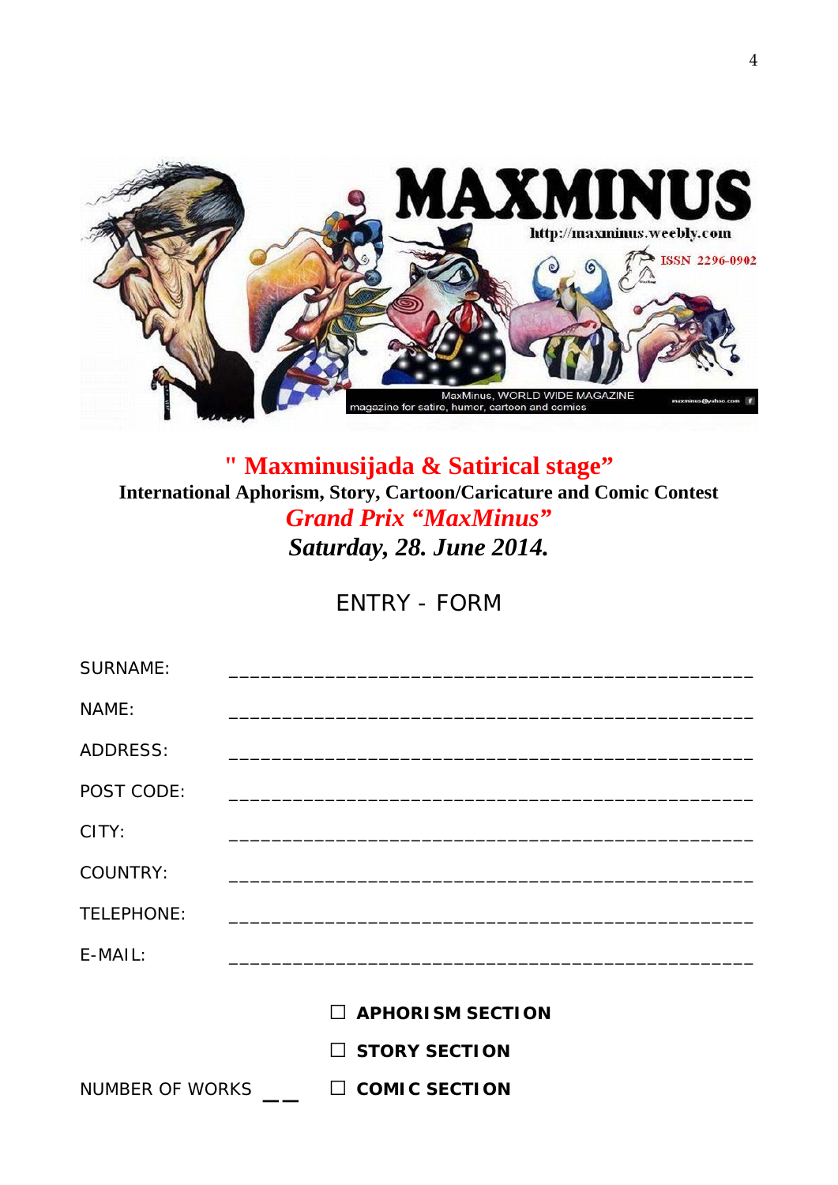# " Maxminusijada & Satirical stage"

**International Aphorism, Story, Cartoon/Caricature and Comic Contest**

***Grand Prix "MaxMinus"***

***Saturday, 28. June 2014.***

## ENTRY - FORM

SURNAME: ______________________________________________

NAME: ______________________________________________

ADDRESS: ______________________________________________

POST CODE: ______________________________________________

CITY: ______________________________________________

COUNTRY: ______________________________________________

TELEPHONE: ______________________________________________

E-MAIL: ______________________________________________

☐ **APHORISM SECTION**

☐ **STORY SECTION**

NUMBER OF WORKS __ ☐ **COMIC SECTION**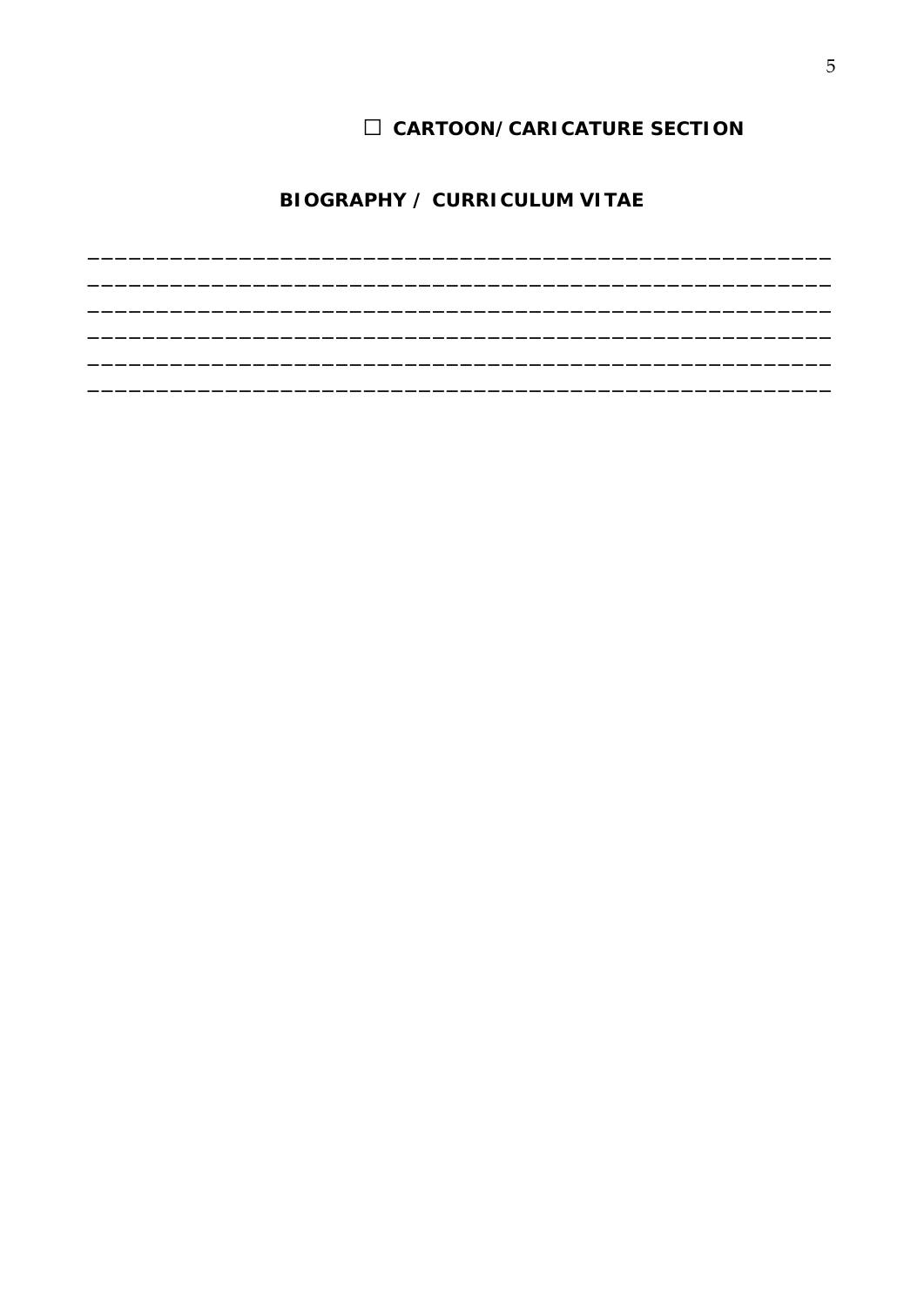☐ **CARTOON/CARICATURE SECTION**

**BIOGRAPHY / CURRICULUM VITAE**

\_\_\_\_\_\_\_\_\_\_\_\_\_\_\_\_\_\_\_\_\_\_\_\_\_\_\_\_\_\_\_\_\_\_\_\_\_\_\_\_\_\_\_\_\_\_\_\_\_\_\_\_\_\_\_\_

\_\_\_\_\_\_\_\_\_\_\_\_\_\_\_\_\_\_\_\_\_\_\_\_\_\_\_\_\_\_\_\_\_\_\_\_\_\_\_\_\_\_\_\_\_\_\_\_\_\_\_\_\_\_\_\_

\_\_\_\_\_\_\_\_\_\_\_\_\_\_\_\_\_\_\_\_\_\_\_\_\_\_\_\_\_\_\_\_\_\_\_\_\_\_\_\_\_\_\_\_\_\_\_\_\_\_\_\_\_\_\_\_

\_\_\_\_\_\_\_\_\_\_\_\_\_\_\_\_\_\_\_\_\_\_\_\_\_\_\_\_\_\_\_\_\_\_\_\_\_\_\_\_\_\_\_\_\_\_\_\_\_\_\_\_\_\_\_\_

\_\_\_\_\_\_\_\_\_\_\_\_\_\_\_\_\_\_\_\_\_\_\_\_\_\_\_\_\_\_\_\_\_\_\_\_\_\_\_\_\_\_\_\_\_\_\_\_\_\_\_\_\_\_\_\_

\_\_\_\_\_\_\_\_\_\_\_\_\_\_\_\_\_\_\_\_\_\_\_\_\_\_\_\_\_\_\_\_\_\_\_\_\_\_\_\_\_\_\_\_\_\_\_\_\_\_\_\_\_\_\_\_